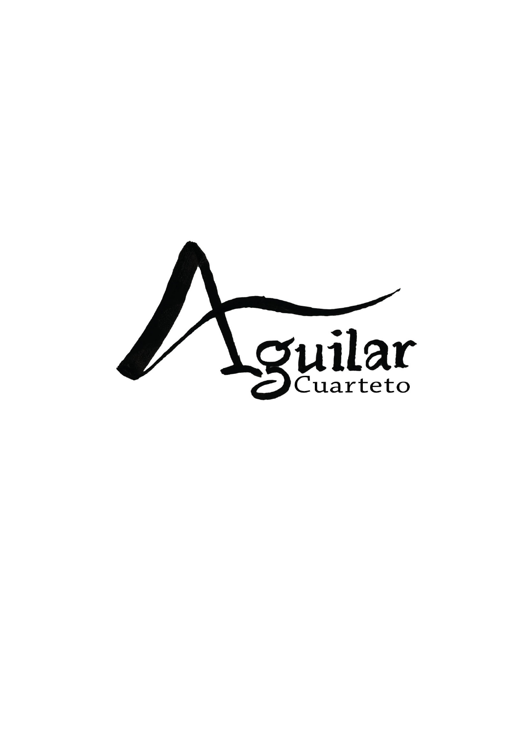# Aguilar

Cuarteto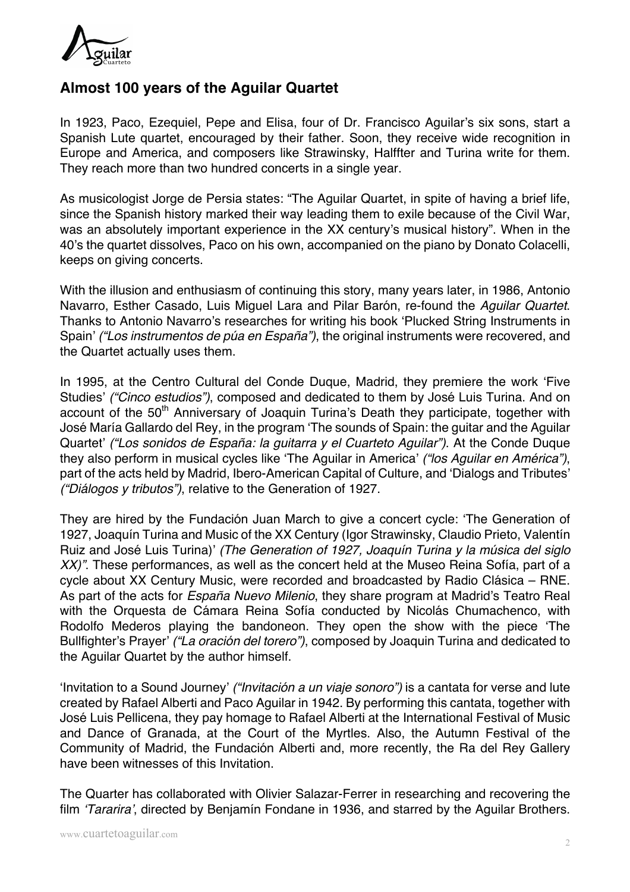## Almost 100 years of the Aguilar Quartet

In 1923, Paco, Ezequiel, Pepe and Elisa, four of Dr. Francisco Aguilar's six sons, start a Spanish Lute quartet, encouraged by their father. Soon, they receive wide recognition in Europe and America, and composers like Strawinsky, Halffter and Turina write for them. They reach more than two hundred concerts in a single year.

As musicologist Jorge de Persia states: "The Aguilar Quartet, in spite of having a brief life, since the Spanish history marked their way leading them to exile because of the Civil War, was an absolutely important experience in the XX century's musical history". When in the 40's the quartet dissolves, Paco on his own, accompanied on the piano by Donato Colacelli, keeps on giving concerts.

With the illusion and enthusiasm of continuing this story, many years later, in 1986, Antonio Navarro, Esther Casado, Luis Miguel Lara and Pilar Barón, re-found the *Aguilar Quartet*. Thanks to Antonio Navarro's researches for writing his book 'Plucked String Instruments in Spain' *("Los instrumentos de púa en España")*, the original instruments were recovered, and the Quartet actually uses them.

In 1995, at the Centro Cultural del Conde Duque, Madrid, they premiere the work 'Five Studies' *("Cinco estudios")*, composed and dedicated to them by José Luis Turina. And on account of the 50th Anniversary of Joaquin Turina's Death they participate, together with José María Gallardo del Rey, in the program 'The sounds of Spain: the guitar and the Aguilar Quartet' *("Los sonidos de España: la guitarra y el Cuarteto Aguilar")*. At the Conde Duque they also perform in musical cycles like 'The Aguilar in America' *("los Aguilar en América")*, part of the acts held by Madrid, Ibero-American Capital of Culture, and 'Dialogs and Tributes' *("Diálogos y tributos")*, relative to the Generation of 1927.

They are hired by the Fundación Juan March to give a concert cycle: 'The Generation of 1927, Joaquín Turina and Music of the XX Century (Igor Strawinsky, Claudio Prieto, Valentín Ruiz and José Luis Turina)' *(The Generation of 1927, Joaquín Turina y la música del siglo XX)"*. These performances, as well as the concert held at the Museo Reina Sofía, part of a cycle about XX Century Music, were recorded and broadcasted by Radio Clásica – RNE. As part of the acts for *España Nuevo Milenio*, they share program at Madrid's Teatro Real with the Orquesta de Cámara Reina Sofía conducted by Nicolás Chumachenco, with Rodolfo Mederos playing the bandoneon. They open the show with the piece 'The Bullfighter's Prayer' *("La oración del torero")*, composed by Joaquin Turina and dedicated to the Aguilar Quartet by the author himself.

'Invitation to a Sound Journey' *("Invitación a un viaje sonoro")* is a cantata for verse and lute created by Rafael Alberti and Paco Aguilar in 1942. By performing this cantata, together with José Luis Pellicena, they pay homage to Rafael Alberti at the International Festival of Music and Dance of Granada, at the Court of the Myrtles. Also, the Autumn Festival of the Community of Madrid, the Fundación Alberti and, more recently, the Ra del Rey Gallery have been witnesses of this Invitation.

The Quarter has collaborated with Olivier Salazar-Ferrer in researching and recovering the film *'Tararira'*, directed by Benjamín Fondane in 1936, and starred by the Aguilar Brothers.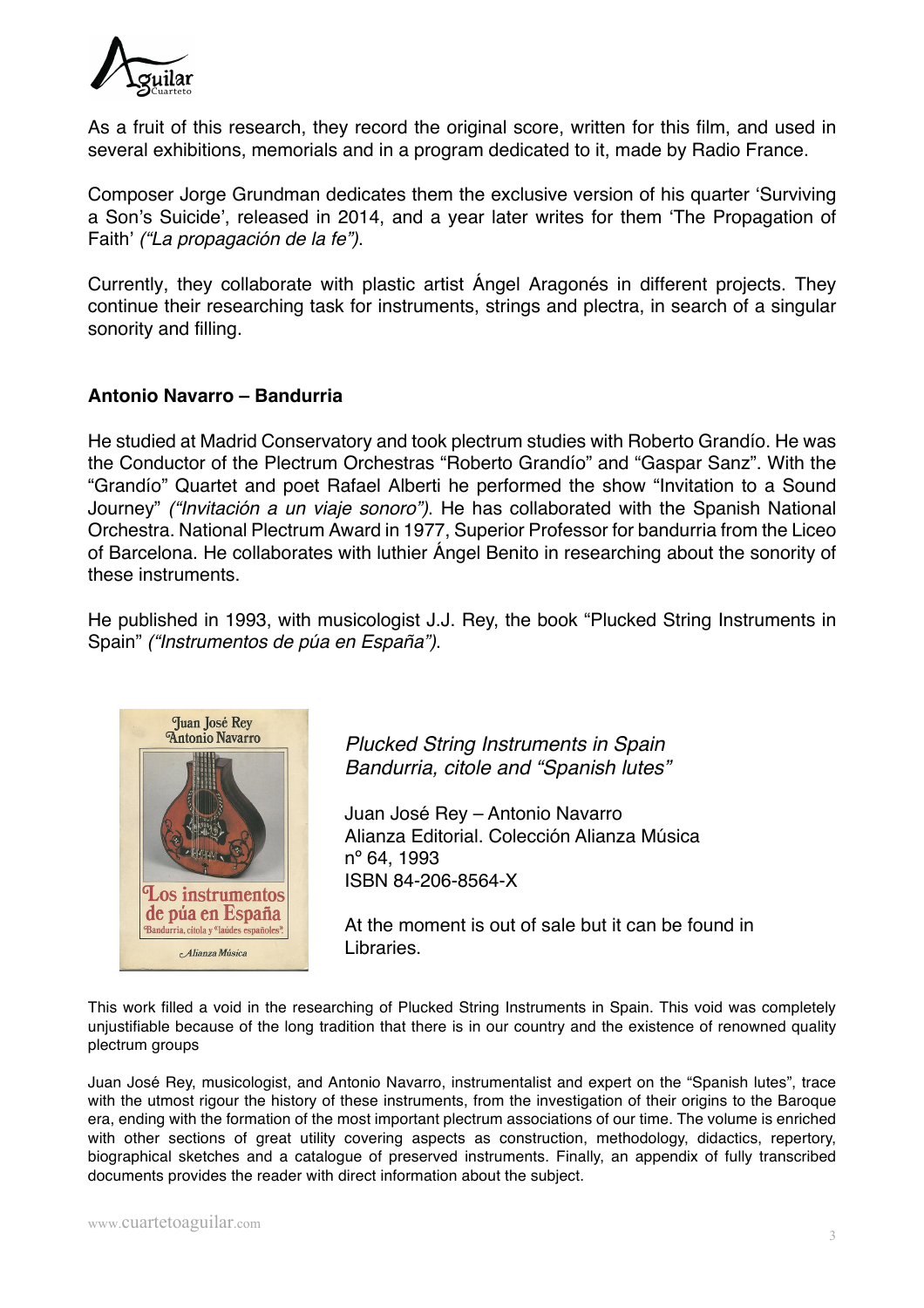As a fruit of this research, they record the original score, written for this film, and used in several exhibitions, memorials and in a program dedicated to it, made by Radio France.

Composer Jorge Grundman dedicates them the exclusive version of his quarter 'Surviving a Son's Suicide', released in 2014, and a year later writes for them 'The Propagation of Faith' *("La propagación de la fe")*.

Currently, they collaborate with plastic artist Ángel Aragonés in different projects. They continue their researching task for instruments, strings and plectra, in search of a singular sonority and filling.

**Antonio Navarro – Bandurria**

He studied at Madrid Conservatory and took plectrum studies with Roberto Grandío. He was the Conductor of the Plectrum Orchestras "Roberto Grandío" and "Gaspar Sanz". With the "Grandío" Quartet and poet Rafael Alberti he performed the show "Invitation to a Sound Journey" *("Invitación a un viaje sonoro")*. He has collaborated with the Spanish National Orchestra. National Plectrum Award in 1977, Superior Professor for bandurria from the Liceo of Barcelona. He collaborates with luthier Ángel Benito in researching about the sonority of these instruments.

He published in 1993, with musicologist J.J. Rey, the book "Plucked String Instruments in Spain" *("Instrumentos de púa en España")*.

*Plucked String Instruments in Spain*
*Bandurria, citole and "Spanish lutes"*

Juan José Rey – Antonio Navarro
Alianza Editorial. Colección Alianza Música
nº 64, 1993
ISBN 84-206-8564-X

At the moment is out of sale but it can be found in Libraries.

This work filled a void in the researching of Plucked String Instruments in Spain. This void was completely unjustifiable because of the long tradition that there is in our country and the existence of renowned quality plectrum groups

Juan José Rey, musicologist, and Antonio Navarro, instrumentalist and expert on the "Spanish lutes", trace with the utmost rigour the history of these instruments, from the investigation of their origins to the Baroque era, ending with the formation of the most important plectrum associations of our time. The volume is enriched with other sections of great utility covering aspects as construction, methodology, didactics, repertory, biographical sketches and a catalogue of preserved instruments. Finally, an appendix of fully transcribed documents provides the reader with direct information about the subject.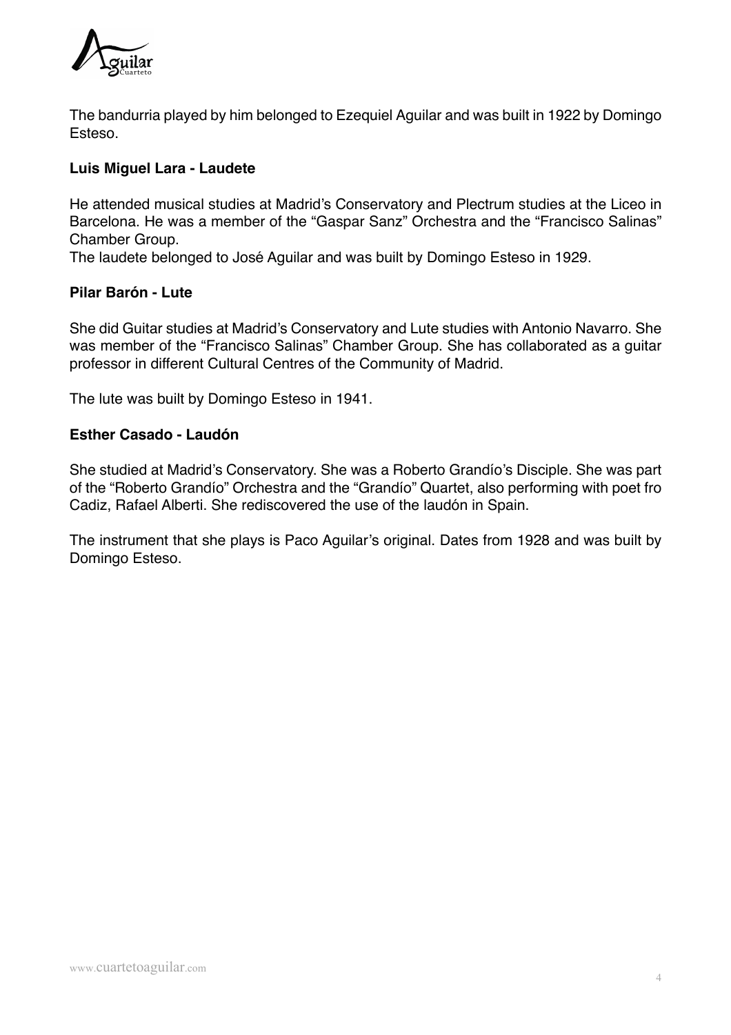The bandurria played by him belonged to Ezequiel Aguilar and was built in 1922 by Domingo Esteso.

**Luis Miguel Lara - Laudete**

He attended musical studies at Madrid's Conservatory and Plectrum studies at the Liceo in Barcelona. He was a member of the "Gaspar Sanz" Orchestra and the "Francisco Salinas" Chamber Group.
The laudete belonged to José Aguilar and was built by Domingo Esteso in 1929.

**Pilar Barón - Lute**

She did Guitar studies at Madrid's Conservatory and Lute studies with Antonio Navarro. She was member of the "Francisco Salinas" Chamber Group. She has collaborated as a guitar professor in different Cultural Centres of the Community of Madrid.

The lute was built by Domingo Esteso in 1941.

**Esther Casado - Laudón**

She studied at Madrid's Conservatory. She was a Roberto Grandío's Disciple. She was part of the "Roberto Grandío" Orchestra and the "Grandío" Quartet, also performing with poet fro Cadiz, Rafael Alberti. She rediscovered the use of the laudón in Spain.

The instrument that she plays is Paco Aguilar's original. Dates from 1928 and was built by Domingo Esteso.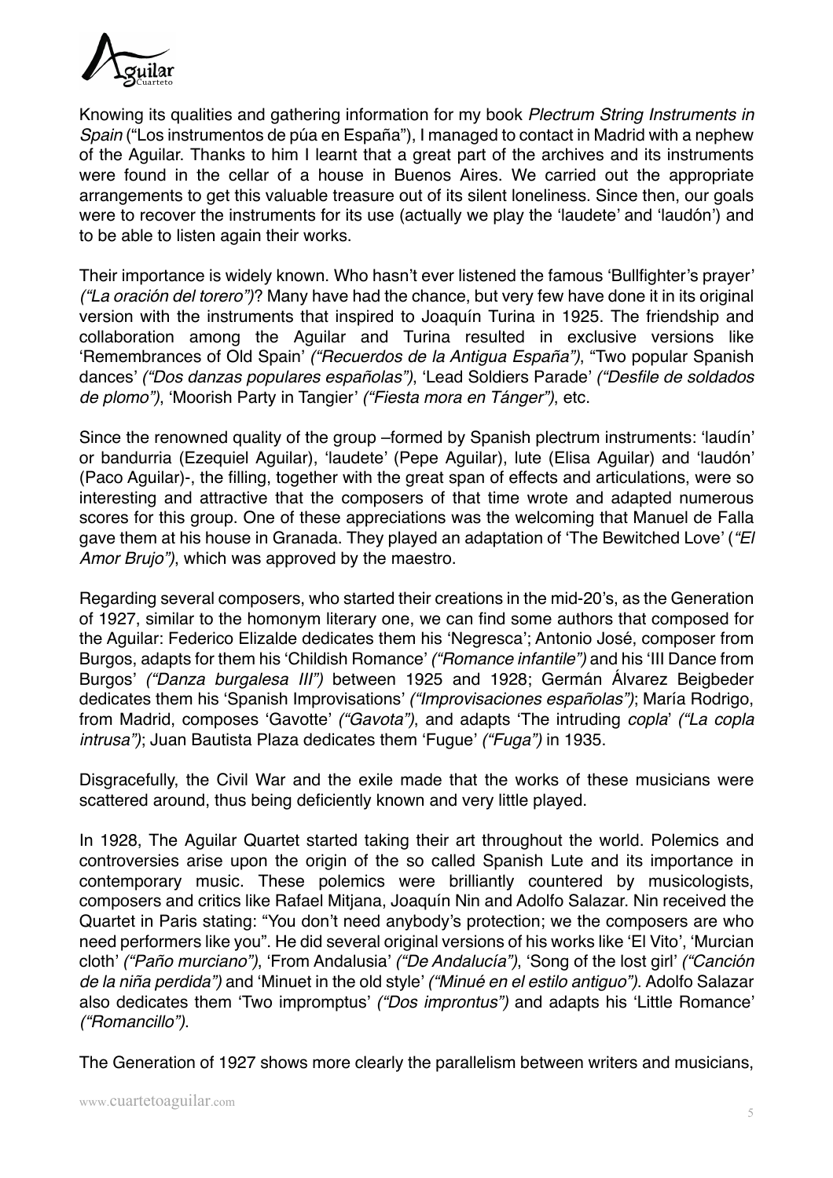Knowing its qualities and gathering information for my book *Plectrum String Instruments in Spain* ("Los instrumentos de púa en España"), I managed to contact in Madrid with a nephew of the Aguilar. Thanks to him I learnt that a great part of the archives and its instruments were found in the cellar of a house in Buenos Aires. We carried out the appropriate arrangements to get this valuable treasure out of its silent loneliness. Since then, our goals were to recover the instruments for its use (actually we play the 'laudete' and 'laudón') and to be able to listen again their works.

Their importance is widely known. Who hasn't ever listened the famous 'Bullfighter's prayer' *("La oración del torero")*? Many have had the chance, but very few have done it in its original version with the instruments that inspired to Joaquín Turina in 1925. The friendship and collaboration among the Aguilar and Turina resulted in exclusive versions like 'Remembrances of Old Spain' *("Recuerdos de la Antigua España")*, "Two popular Spanish dances' *("Dos danzas populares españolas")*, 'Lead Soldiers Parade' *("Desfile de soldados de plomo")*, 'Moorish Party in Tangier' *("Fiesta mora en Tánger")*, etc.

Since the renowned quality of the group –formed by Spanish plectrum instruments: 'laudín' or bandurria (Ezequiel Aguilar), 'laudete' (Pepe Aguilar), lute (Elisa Aguilar) and 'laudón' (Paco Aguilar)-, the filling, together with the great span of effects and articulations, were so interesting and attractive that the composers of that time wrote and adapted numerous scores for this group. One of these appreciations was the welcoming that Manuel de Falla gave them at his house in Granada. They played an adaptation of 'The Bewitched Love' (*"El Amor Brujo")*, which was approved by the maestro.

Regarding several composers, who started their creations in the mid-20's, as the Generation of 1927, similar to the homonym literary one, we can find some authors that composed for the Aguilar: Federico Elizalde dedicates them his 'Negresca'; Antonio José, composer from Burgos, adapts for them his 'Childish Romance' *("Romance infantile")* and his 'III Dance from Burgos' *("Danza burgalesa III")* between 1925 and 1928; Germán Álvarez Beigbeder dedicates them his 'Spanish Improvisations' *("Improvisaciones españolas")*; María Rodrigo, from Madrid, composes 'Gavotte' *("Gavota")*, and adapts 'The intruding *copla*' *("La copla intrusa")*; Juan Bautista Plaza dedicates them 'Fugue' *("Fuga")* in 1935.

Disgracefully, the Civil War and the exile made that the works of these musicians were scattered around, thus being deficiently known and very little played.

In 1928, The Aguilar Quartet started taking their art throughout the world. Polemics and controversies arise upon the origin of the so called Spanish Lute and its importance in contemporary music. These polemics were brilliantly countered by musicologists, composers and critics like Rafael Mitjana, Joaquín Nin and Adolfo Salazar. Nin received the Quartet in Paris stating: "You don't need anybody's protection; we the composers are who need performers like you". He did several original versions of his works like 'El Vito', 'Murcian cloth' *("Paño murciano")*, 'From Andalusia' *("De Andalucía")*, 'Song of the lost girl' *("Canción de la niña perdida")* and 'Minuet in the old style' *("Minué en el estilo antiguo")*. Adolfo Salazar also dedicates them 'Two impromptus' *("Dos improntus")* and adapts his 'Little Romance' *("Romancillo")*.

The Generation of 1927 shows more clearly the parallelism between writers and musicians,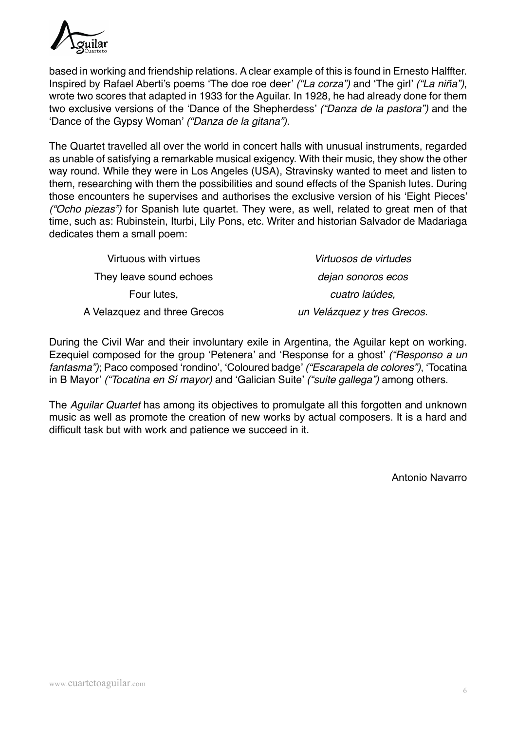based in working and friendship relations. A clear example of this is found in Ernesto Halffter. Inspired by Rafael Aberti's poems 'The doe roe deer' *("La corza")* and 'The girl' *("La niña")*, wrote two scores that adapted in 1933 for the Aguilar. In 1928, he had already done for them two exclusive versions of the 'Dance of the Shepherdess' *("Danza de la pastora")* and the 'Dance of the Gypsy Woman' *("Danza de la gitana")*.

The Quartet travelled all over the world in concert halls with unusual instruments, regarded as unable of satisfying a remarkable musical exigency. With their music, they show the other way round. While they were in Los Angeles (USA), Stravinsky wanted to meet and listen to them, researching with them the possibilities and sound effects of the Spanish lutes. During those encounters he supervises and authorises the exclusive version of his 'Eight Pieces' *("Ocho piezas")* for Spanish lute quartet. They were, as well, related to great men of that time, such as: Rubinstein, Iturbi, Lily Pons, etc. Writer and historian Salvador de Madariaga dedicates them a small poem:

| | |
|---|---|
| Virtuous with virtues | *Virtuosos de virtudes* |
| They leave sound echoes | *dejan sonoros ecos* |
| Four lutes, | *cuatro laúdes,* |
| A Velazquez and three Grecos | *un Velázquez y tres Grecos.* |

During the Civil War and their involuntary exile in Argentina, the Aguilar kept on working. Ezequiel composed for the group 'Petenera' and 'Response for a ghost' *("Responso a un fantasma")*; Paco composed 'rondino', 'Coloured badge' *("Escarapela de colores")*, 'Tocatina in B Mayor' *("Tocatina en Sí mayor)* and 'Galician Suite' *("suite gallega")* among others.

The *Aguilar Quartet* has among its objectives to promulgate all this forgotten and unknown music as well as promote the creation of new works by actual composers. It is a hard and difficult task but with work and patience we succeed in it.

Antonio Navarro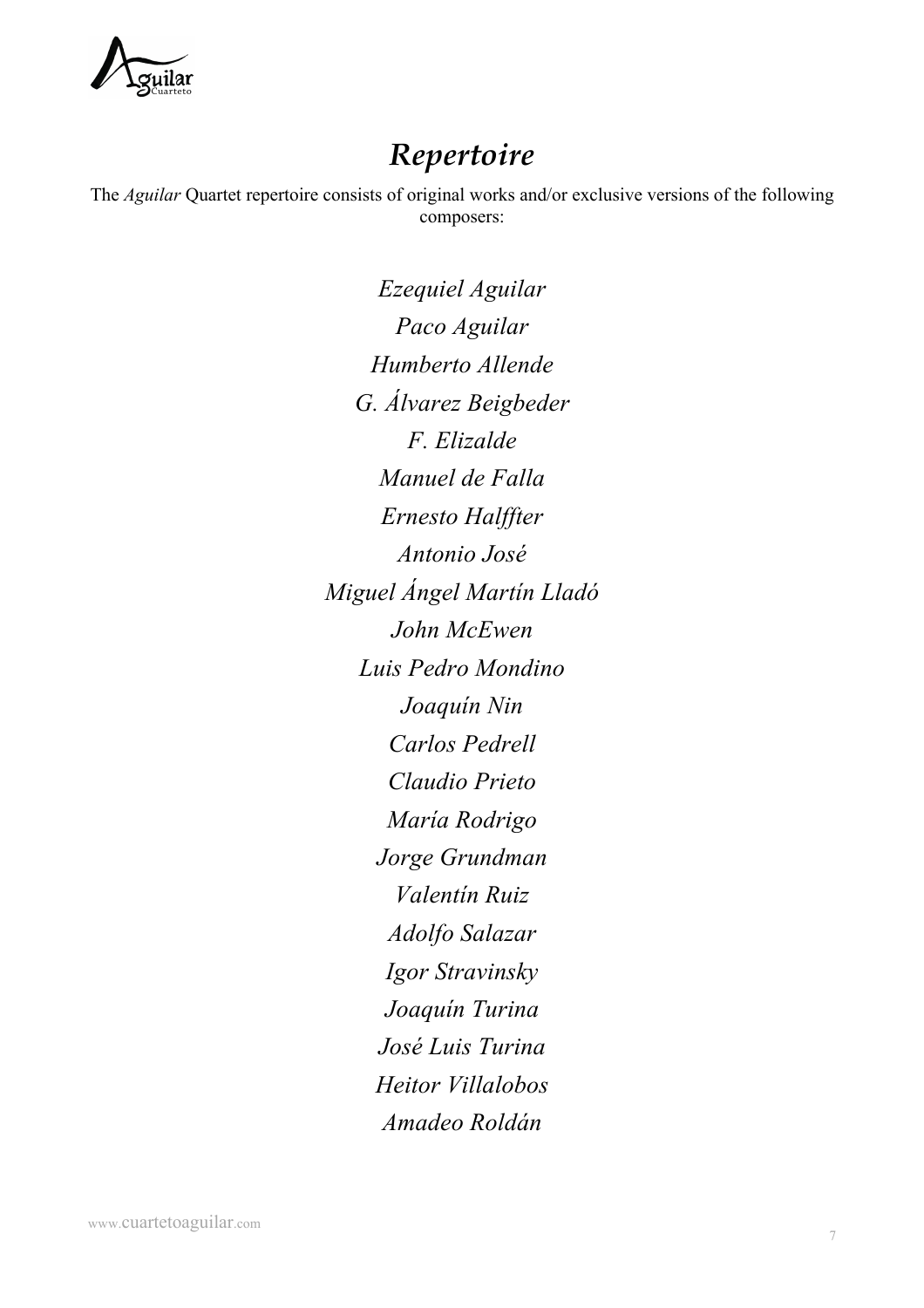# *Repertoire*

The *Aguilar* Quartet repertoire consists of original works and/or exclusive versions of the following composers:

*Ezequiel Aguilar*
*Paco Aguilar*
*Humberto Allende*
*G. Álvarez Beigbeder*
*F. Elizalde*
*Manuel de Falla*
*Ernesto Halffter*
*Antonio José*
*Miguel Ángel Martín Lladó*
*John McEwen*
*Luis Pedro Mondino*
*Joaquín Nin*
*Carlos Pedrell*
*Claudio Prieto*
*María Rodrigo*
*Jorge Grundman*
*Valentín Ruiz*
*Adolfo Salazar*
*Igor Stravinsky*
*Joaquín Turina*
*José Luis Turina*
*Heitor Villalobos*
*Amadeo Roldán*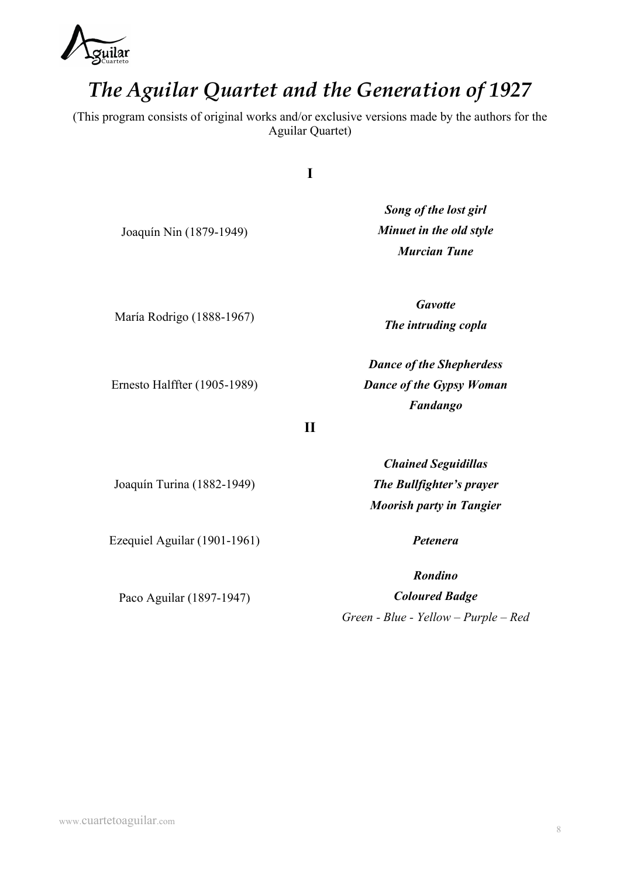# *The Aguilar Quartet and the Generation of 1927*

(This program consists of original works and/or exclusive versions made by the authors for the Aguilar Quartet)

**I**

Joaquín Nin (1879-1949)

***Song of the lost girl***
***Minuet in the old style***
***Murcian Tune***

María Rodrigo (1888-1967)

***Gavotte***
***The intruding copla***

Ernesto Halffter (1905-1989)

***Dance of the Shepherdess***
***Dance of the Gypsy Woman***
***Fandango***

**II**

Joaquín Turina (1882-1949)

***Chained Seguidillas***
***The Bullfighter's prayer***
***Moorish party in Tangier***

Ezequiel Aguilar (1901-1961)

***Petenera***

Paco Aguilar (1897-1947)

***Rondino***
***Coloured Badge***
*Green - Blue - Yellow – Purple – Red*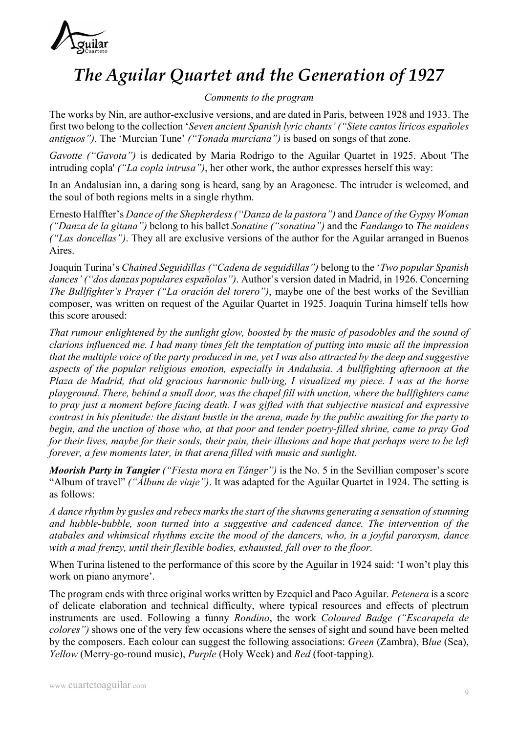# *The Aguilar Quartet and the Generation of 1927*

*Comments to the program*

The works by Nin, are author-exclusive versions, and are dated in Paris, between 1928 and 1933. The first two belong to the collection '*Seven ancient Spanish lyric chants' ("Siete cantos líricos españoles antiguos").* The 'Murcian Tune' *("Tonada murciana")* is based on songs of that zone.

*Gavotte ("Gavota")* is dedicated by Maria Rodrigo to the Aguilar Quartet in 1925. About 'The intruding copla' *("La copla intrusa")*, her other work, the author expresses herself this way:

In an Andalusian inn, a daring song is heard, sang by an Aragonese. The intruder is welcomed, and the soul of both regions melts in a single rhythm.

Ernesto Halffter's *Dance of the Shepherdess ("Danza de la pastora")* and *Dance of the Gypsy Woman ("Danza de la gitana")* belong to his ballet *Sonatine ("sonatina")* and the *Fandango* to *The maidens ("Las doncellas")*. They all are exclusive versions of the author for the Aguilar arranged in Buenos Aires.

Joaquín Turina's *Chained Seguidillas ("Cadena de seguidillas")* belong to the '*Two popular Spanish dances' ("dos danzas populares españolas")*. Author's version dated in Madrid, in 1926. Concerning *The Bullfighter's Prayer ("La oración del torero")*, maybe one of the best works of the Sevillian composer, was written on request of the Aguilar Quartet in 1925. Joaquín Turina himself tells how this score aroused:

*That rumour enlightened by the sunlight glow, boosted by the music of pasodobles and the sound of clarions influenced me. I had many times felt the temptation of putting into music all the impression that the multiple voice of the party produced in me, yet I was also attracted by the deep and suggestive aspects of the popular religious emotion, especially in Andalusia. A bullfighting afternoon at the Plaza de Madrid, that old gracious harmonic bullring, I visualized my piece. I was at the horse playground. There, behind a small door, was the chapel fill with unction, where the bullfighters came to pray just a moment before facing death. I was gifted with that subjective musical and expressive contrast in his plenitude: the distant bustle in the arena, made by the public awaiting for the party to begin, and the unction of those who, at that poor and tender poetry-filled shrine, came to pray God for their lives, maybe for their souls, their pain, their illusions and hope that perhaps were to be left forever, a few moments later, in that arena filled with music and sunlight.*

***Moorish Party in Tangier*** *("Fiesta mora en Tánger")* is the No. 5 in the Sevillian composer's score "Album of travel" *("Álbum de viaje")*. It was adapted for the Aguilar Quartet in 1924. The setting is as follows:

*A dance rhythm by gusles and rebecs marks the start of the shawms generating a sensation of stunning and hubble-bubble, soon turned into a suggestive and cadenced dance. The intervention of the atabales and whimsical rhythms excite the mood of the dancers, who, in a joyful paroxysm, dance with a mad frenzy, until their flexible bodies, exhausted, fall over to the floor.*

When Turina listened to the performance of this score by the Aguilar in 1924 said: 'I won't play this work on piano anymore'.

The program ends with three original works written by Ezequiel and Paco Aguilar. *Petenera* is a score of delicate elaboration and technical difficulty, where typical resources and effects of plectrum instruments are used. Following a funny *Rondino*, the work *Coloured Badge ("Escarapela de colores")* shows one of the very few occasions where the senses of sight and sound have been melted by the composers. Each colour can suggest the following associations: *Green* (Zambra), B*lue* (Sea), *Yellow* (Merry-go-round music), *Purple* (Holy Week) and *Red* (foot-tapping).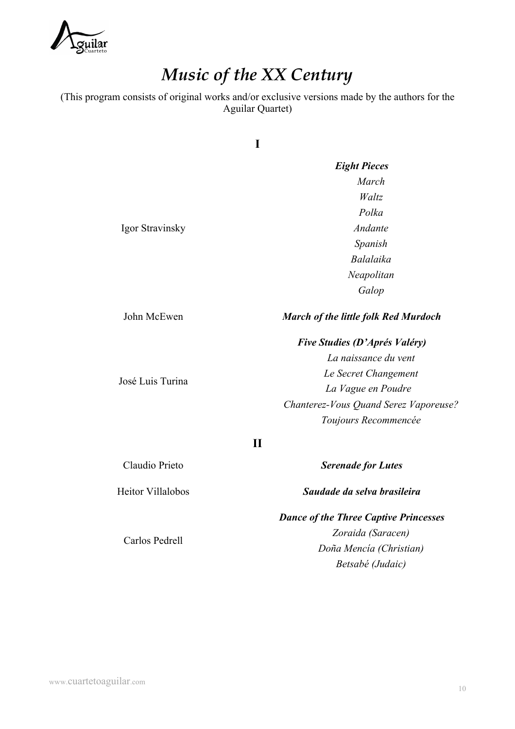# *Music of the XX Century*

(This program consists of original works and/or exclusive versions made by the authors for the Aguilar Quartet)

## I

Igor Stravinsky — ***Eight Pieces***

*March*
*Waltz*
*Polka*
*Andante*
*Spanish*
*Balalaika*
*Neapolitan*
*Galop*

John McEwen — ***March of the little folk Red Murdoch***

José Luis Turina — ***Five Studies (D'Aprés Valéry)***

*La naissance du vent*
*Le Secret Changement*
*La Vague en Poudre*
*Chanterez-Vous Quand Serez Vaporeuse?*
*Toujours Recommencée*

## II

Claudio Prieto — ***Serenade for Lutes***

Heitor Villalobos — ***Saudade da selva brasileira***

Carlos Pedrell — ***Dance of the Three Captive Princesses***

*Zoraida (Saracen)*
*Doña Mencía (Christian)*
*Betsabé (Judaic)*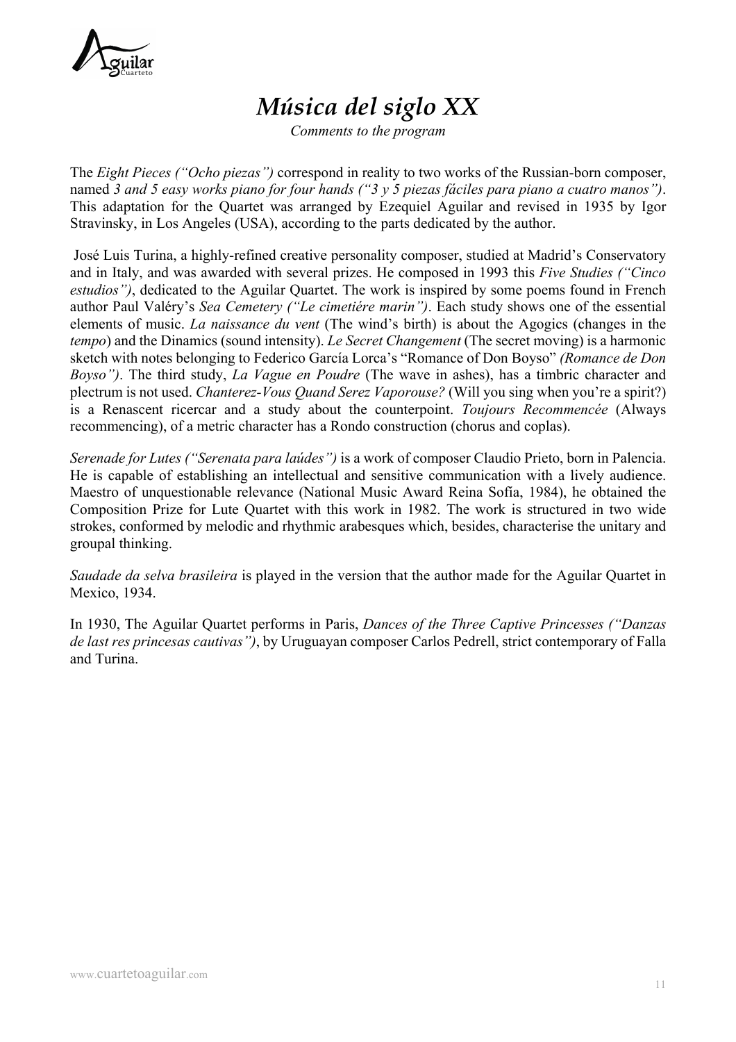# *Música del siglo XX*

*Comments to the program*

The *Eight Pieces ("Ocho piezas")* correspond in reality to two works of the Russian-born composer, named *3 and 5 easy works piano for four hands ("3 y 5 piezas fáciles para piano a cuatro manos")*. This adaptation for the Quartet was arranged by Ezequiel Aguilar and revised in 1935 by Igor Stravinsky, in Los Angeles (USA), according to the parts dedicated by the author.

José Luis Turina, a highly-refined creative personality composer, studied at Madrid's Conservatory and in Italy, and was awarded with several prizes. He composed in 1993 this *Five Studies ("Cinco estudios")*, dedicated to the Aguilar Quartet. The work is inspired by some poems found in French author Paul Valéry's *Sea Cemetery ("Le cimetiére marin")*. Each study shows one of the essential elements of music. *La naissance du vent* (The wind's birth) is about the Agogics (changes in the *tempo*) and the Dinamics (sound intensity). *Le Secret Changement* (The secret moving) is a harmonic sketch with notes belonging to Federico García Lorca's "Romance of Don Boyso" *(Romance de Don Boyso")*. The third study, *La Vague en Poudre* (The wave in ashes), has a timbric character and plectrum is not used. *Chanterez-Vous Quand Serez Vaporouse?* (Will you sing when you're a spirit?) is a Renascent ricercar and a study about the counterpoint. *Toujours Recommencée* (Always recommencing), of a metric character has a Rondo construction (chorus and coplas).

*Serenade for Lutes ("Serenata para laúdes")* is a work of composer Claudio Prieto, born in Palencia. He is capable of establishing an intellectual and sensitive communication with a lively audience. Maestro of unquestionable relevance (National Music Award Reina Sofía, 1984), he obtained the Composition Prize for Lute Quartet with this work in 1982. The work is structured in two wide strokes, conformed by melodic and rhythmic arabesques which, besides, characterise the unitary and groupal thinking.

*Saudade da selva brasileira* is played in the version that the author made for the Aguilar Quartet in Mexico, 1934.

In 1930, The Aguilar Quartet performs in Paris, *Dances of the Three Captive Princesses ("Danzas de last res princesas cautivas")*, by Uruguayan composer Carlos Pedrell, strict contemporary of Falla and Turina.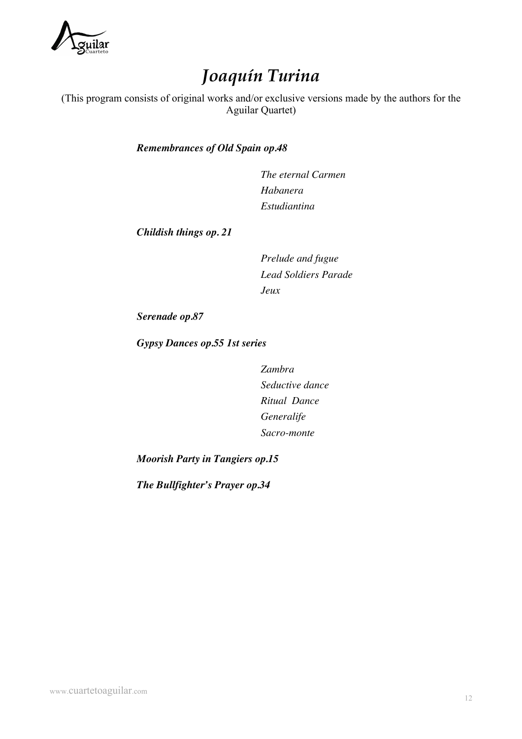# *Joaquín Turina*

(This program consists of original works and/or exclusive versions made by the authors for the Aguilar Quartet)

***Remembrances of Old Spain op.48***

*The eternal Carmen*
*Habanera*
*Estudiantina*

***Childish things op. 21***

*Prelude and fugue*
*Lead Soldiers Parade*
*Jeux*

***Serenade op.87***

***Gypsy Dances op.55 1st series***

*Zambra*
*Seductive dance*
*Ritual Dance*
*Generalife*
*Sacro-monte*

***Moorish Party in Tangiers op.15***

***The Bullfighter's Prayer op.34***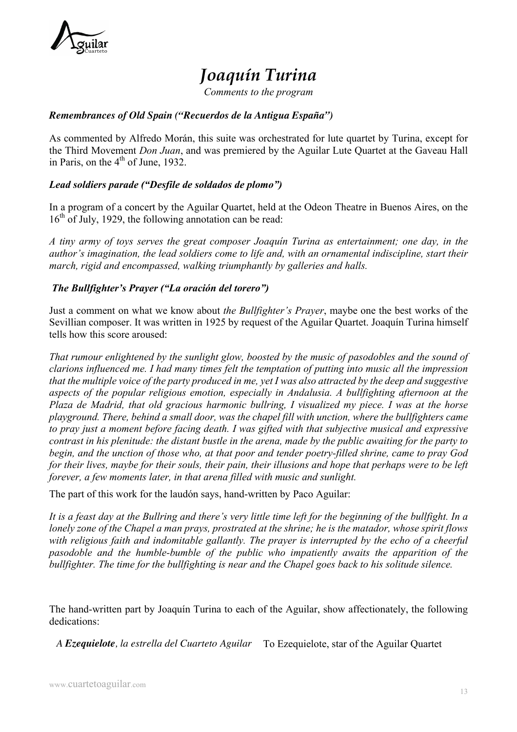# *Joaquín Turina*

*Comments to the program*

***Remembrances of Old Spain ("Recuerdos de la Antigua España")***

As commented by Alfredo Morán, this suite was orchestrated for lute quartet by Turina, except for the Third Movement *Don Juan*, and was premiered by the Aguilar Lute Quartet at the Gaveau Hall in Paris, on the 4th of June, 1932.

***Lead soldiers parade ("Desfile de soldados de plomo")***

In a program of a concert by the Aguilar Quartet, held at the Odeon Theatre in Buenos Aires, on the 16th of July, 1929, the following annotation can be read:

*A tiny army of toys serves the great composer Joaquín Turina as entertainment; one day, in the author's imagination, the lead soldiers come to life and, with an ornamental indiscipline, start their march, rigid and encompassed, walking triumphantly by galleries and halls.*

***The Bullfighter's Prayer ("La oración del torero")***

Just a comment on what we know about *the Bullfighter's Prayer*, maybe one the best works of the Sevillian composer. It was written in 1925 by request of the Aguilar Quartet. Joaquín Turina himself tells how this score aroused:

*That rumour enlightened by the sunlight glow, boosted by the music of pasodobles and the sound of clarions influenced me. I had many times felt the temptation of putting into music all the impression that the multiple voice of the party produced in me, yet I was also attracted by the deep and suggestive aspects of the popular religious emotion, especially in Andalusia. A bullfighting afternoon at the Plaza de Madrid, that old gracious harmonic bullring, I visualized my piece. I was at the horse playground. There, behind a small door, was the chapel fill with unction, where the bullfighters came to pray just a moment before facing death. I was gifted with that subjective musical and expressive contrast in his plenitude: the distant bustle in the arena, made by the public awaiting for the party to begin, and the unction of those who, at that poor and tender poetry-filled shrine, came to pray God for their lives, maybe for their souls, their pain, their illusions and hope that perhaps were to be left forever, a few moments later, in that arena filled with music and sunlight.*

The part of this work for the laudón says, hand-written by Paco Aguilar:

*It is a feast day at the Bullring and there's very little time left for the beginning of the bullfight. In a lonely zone of the Chapel a man prays, prostrated at the shrine; he is the matador, whose spirit flows with religious faith and indomitable gallantly. The prayer is interrupted by the echo of a cheerful pasodoble and the humble-bumble of the public who impatiently awaits the apparition of the bullfighter. The time for the bullfighting is near and the Chapel goes back to his solitude silence.*

The hand-written part by Joaquín Turina to each of the Aguilar, show affectionately, the following dedications:

*A **Ezequielote**, la estrella del Cuarteto Aguilar* To Ezequielote, star of the Aguilar Quartet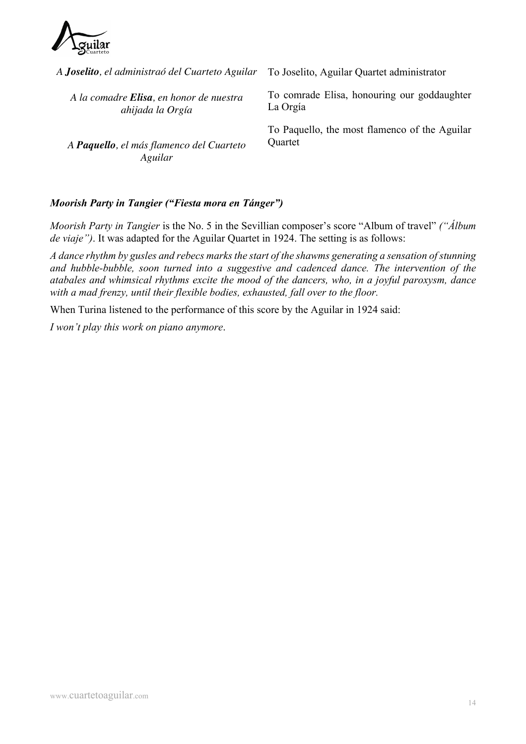| | |
|---|---|
| *A **Joselito**, el administraó del Cuarteto Aguilar* | To Joselito, Aguilar Quartet administrator |
| *A la comadre **Elisa**, en honor de nuestra ahijada la Orgía* | To comrade Elisa, honouring our goddaughter La Orgía |
| *A **Paquello**, el más flamenco del Cuarteto Aguilar* | To Paquello, the most flamenco of the Aguilar Quartet |

***Moorish Party in Tangier ("Fiesta mora en Tánger")***

*Moorish Party in Tangier* is the No. 5 in the Sevillian composer's score "Album of travel" *("Álbum de viaje")*. It was adapted for the Aguilar Quartet in 1924. The setting is as follows:

*A dance rhythm by gusles and rebecs marks the start of the shawms generating a sensation of stunning and hubble-bubble, soon turned into a suggestive and cadenced dance. The intervention of the atabales and whimsical rhythms excite the mood of the dancers, who, in a joyful paroxysm, dance with a mad frenzy, until their flexible bodies, exhausted, fall over to the floor.*

When Turina listened to the performance of this score by the Aguilar in 1924 said:

*I won't play this work on piano anymore*.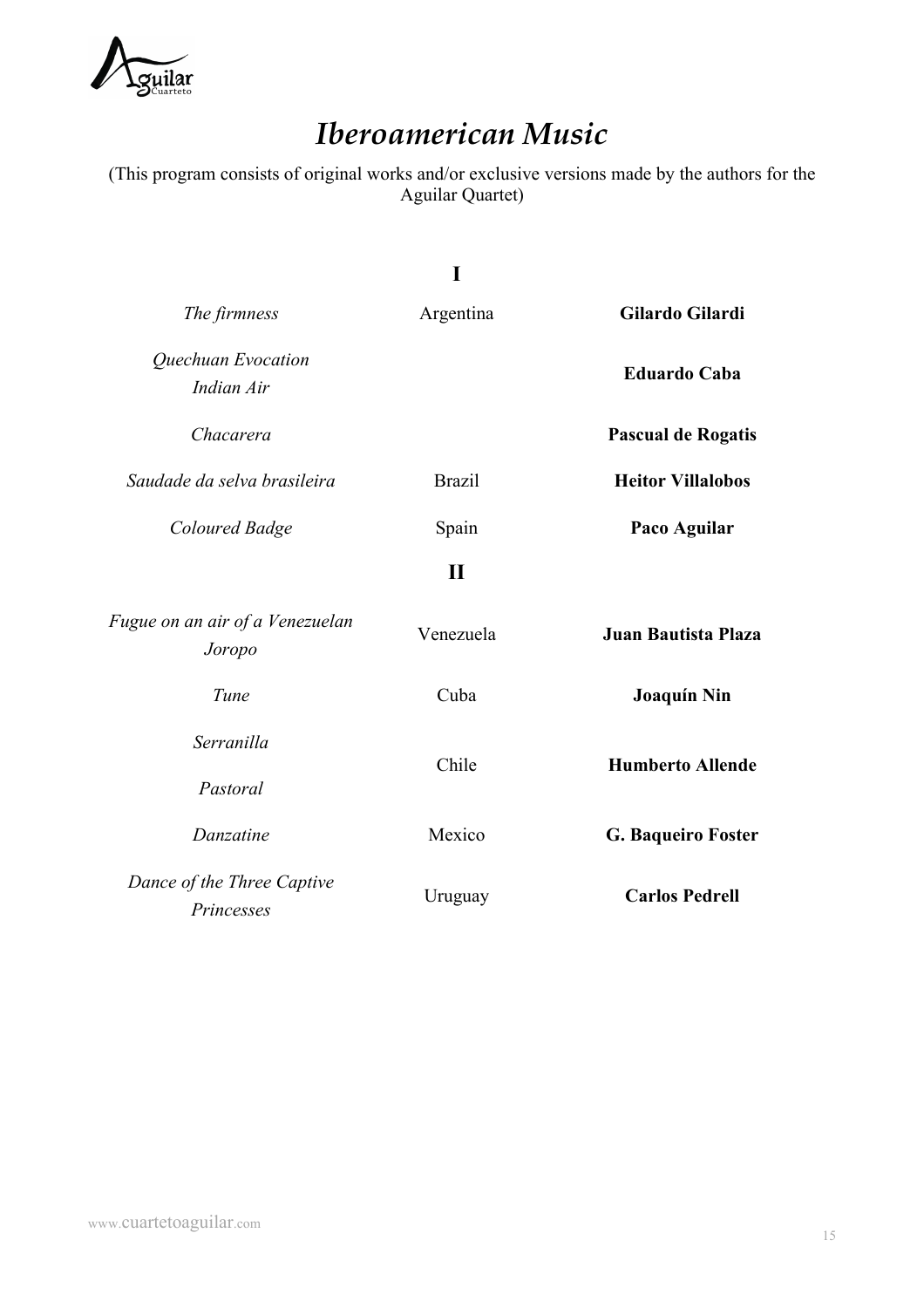# *Iberoamerican Music*

(This program consists of original works and/or exclusive versions made by the authors for the Aguilar Quartet)

**I**

| | | |
|---|---|---|
| *The firmness* | Argentina | **Gilardo Gilardi** |
| *Quechuan Evocation*<br>*Indian Air* | | **Eduardo Caba** |
| *Chacarera* | | **Pascual de Rogatis** |
| *Saudade da selva brasileira* | Brazil | **Heitor Villalobos** |
| *Coloured Badge* | Spain | **Paco Aguilar** |

**II**

| | | |
|---|---|---|
| *Fugue on an air of a Venezuelan Joropo* | Venezuela | **Juan Bautista Plaza** |
| *Tune* | Cuba | **Joaquín Nin** |
| *Serranilla*<br>*Pastoral* | Chile | **Humberto Allende** |
| *Danzatine* | Mexico | **G. Baqueiro Foster** |
| *Dance of the Three Captive Princesses* | Uruguay | **Carlos Pedrell** |

www.cuartetoaguilar.com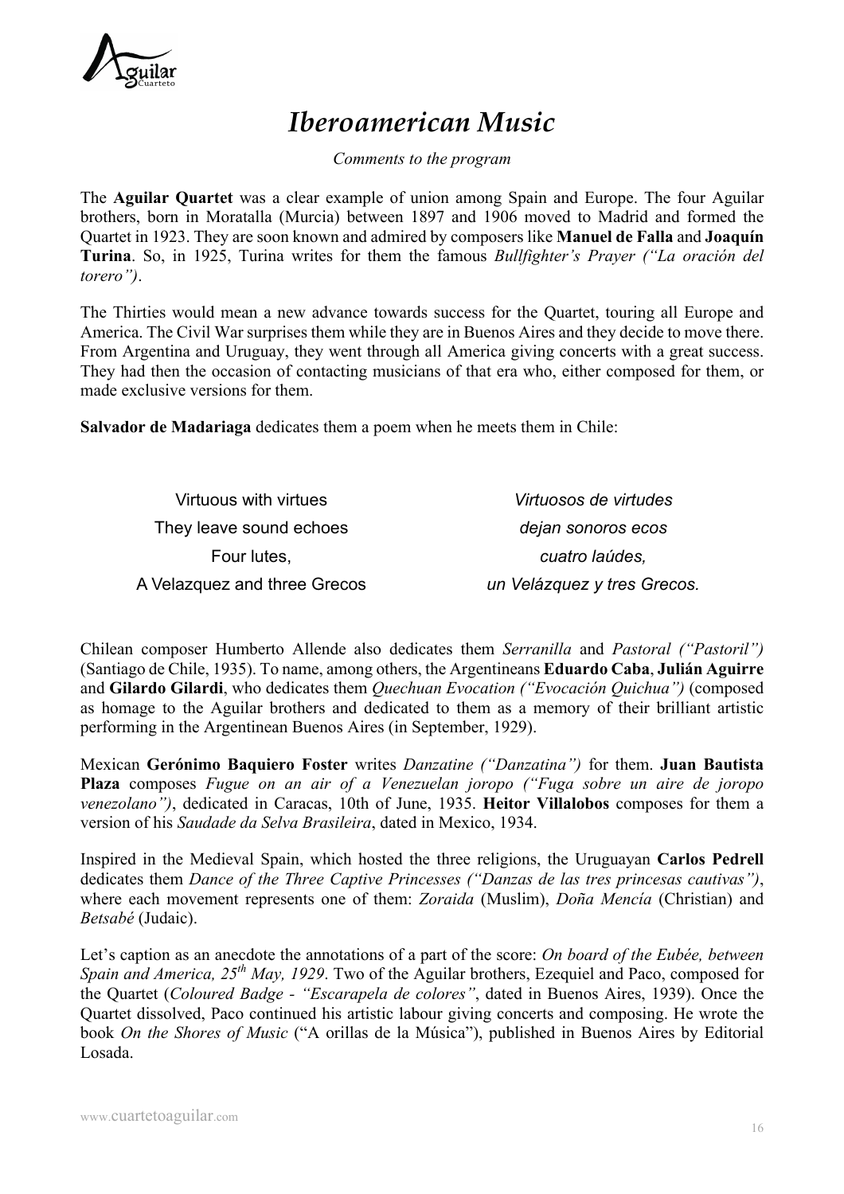# *Iberoamerican Music*

*Comments to the program*

The **Aguilar Quartet** was a clear example of union among Spain and Europe. The four Aguilar brothers, born in Moratalla (Murcia) between 1897 and 1906 moved to Madrid and formed the Quartet in 1923. They are soon known and admired by composers like **Manuel de Falla** and **Joaquín Turina**. So, in 1925, Turina writes for them the famous *Bullfighter's Prayer ("La oración del torero")*.

The Thirties would mean a new advance towards success for the Quartet, touring all Europe and America. The Civil War surprises them while they are in Buenos Aires and they decide to move there. From Argentina and Uruguay, they went through all America giving concerts with a great success. They had then the occasion of contacting musicians of that era who, either composed for them, or made exclusive versions for them.

**Salvador de Madariaga** dedicates them a poem when he meets them in Chile:

| | |
|---|---|
| Virtuous with virtues | *Virtuosos de virtudes* |
| They leave sound echoes | *dejan sonoros ecos* |
| Four lutes, | *cuatro laúdes,* |
| A Velazquez and three Grecos | *un Velázquez y tres Grecos.* |

Chilean composer Humberto Allende also dedicates them *Serranilla* and *Pastoral ("Pastoril")* (Santiago de Chile, 1935). To name, among others, the Argentineans **Eduardo Caba**, **Julián Aguirre** and **Gilardo Gilardi**, who dedicates them *Quechuan Evocation ("Evocación Quichua")* (composed as homage to the Aguilar brothers and dedicated to them as a memory of their brilliant artistic performing in the Argentinean Buenos Aires (in September, 1929).

Mexican **Gerónimo Baquiero Foster** writes *Danzatine ("Danzatina")* for them. **Juan Bautista Plaza** composes *Fugue on an air of a Venezuelan joropo ("Fuga sobre un aire de joropo venezolano")*, dedicated in Caracas, 10th of June, 1935. **Heitor Villalobos** composes for them a version of his *Saudade da Selva Brasileira*, dated in Mexico, 1934.

Inspired in the Medieval Spain, which hosted the three religions, the Uruguayan **Carlos Pedrell** dedicates them *Dance of the Three Captive Princesses ("Danzas de las tres princesas cautivas")*, where each movement represents one of them: *Zoraida* (Muslim), *Doña Mencía* (Christian) and *Betsabé* (Judaic).

Let's caption as an anecdote the annotations of a part of the score: *On board of the Eubée, between Spain and America, 25th May, 1929*. Two of the Aguilar brothers, Ezequiel and Paco, composed for the Quartet (*Coloured Badge - "Escarapela de colores"*, dated in Buenos Aires, 1939). Once the Quartet dissolved, Paco continued his artistic labour giving concerts and composing. He wrote the book *On the Shores of Music* ("A orillas de la Música"), published in Buenos Aires by Editorial Losada.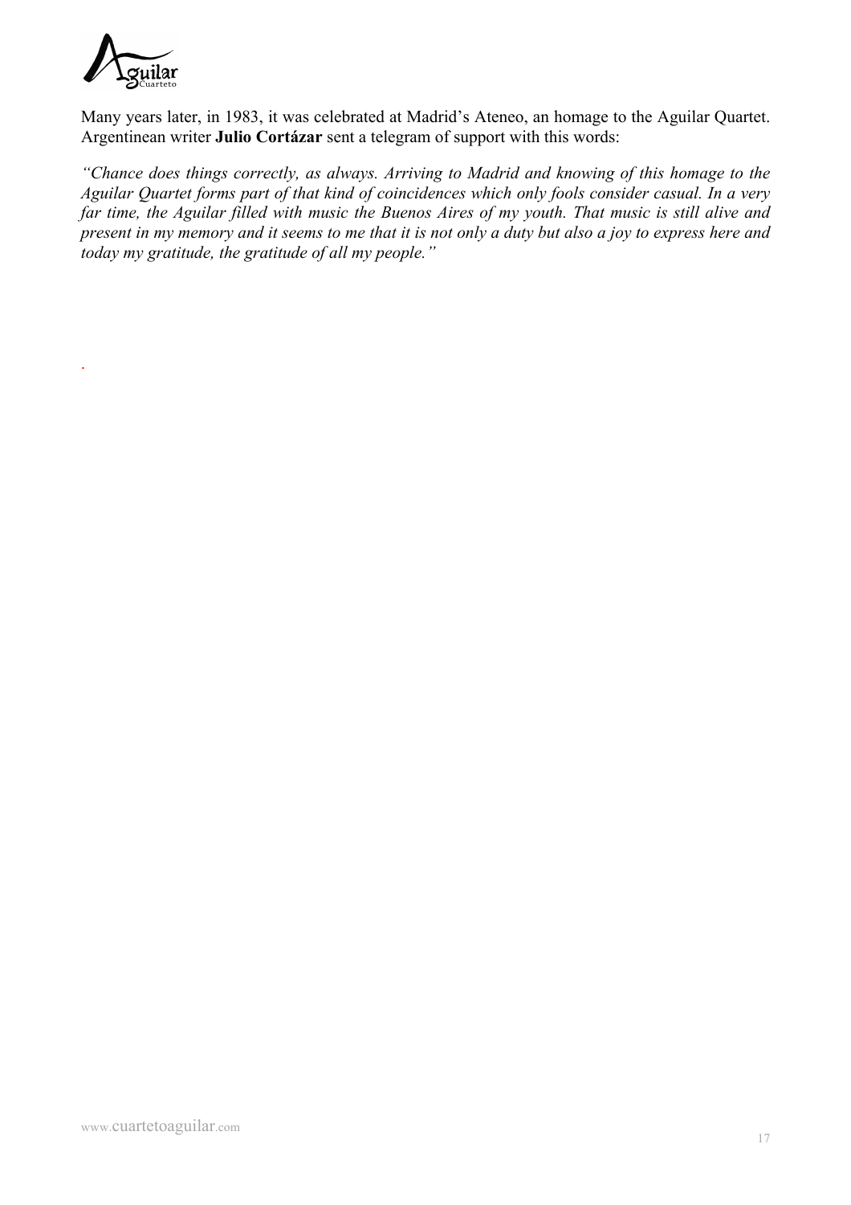Many years later, in 1983, it was celebrated at Madrid's Ateneo, an homage to the Aguilar Quartet. Argentinean writer **Julio Cortázar** sent a telegram of support with this words:

*"Chance does things correctly, as always. Arriving to Madrid and knowing of this homage to the Aguilar Quartet forms part of that kind of coincidences which only fools consider casual. In a very far time, the Aguilar filled with music the Buenos Aires of my youth. That music is still alive and present in my memory and it seems to me that it is not only a duty but also a joy to express here and today my gratitude, the gratitude of all my people."*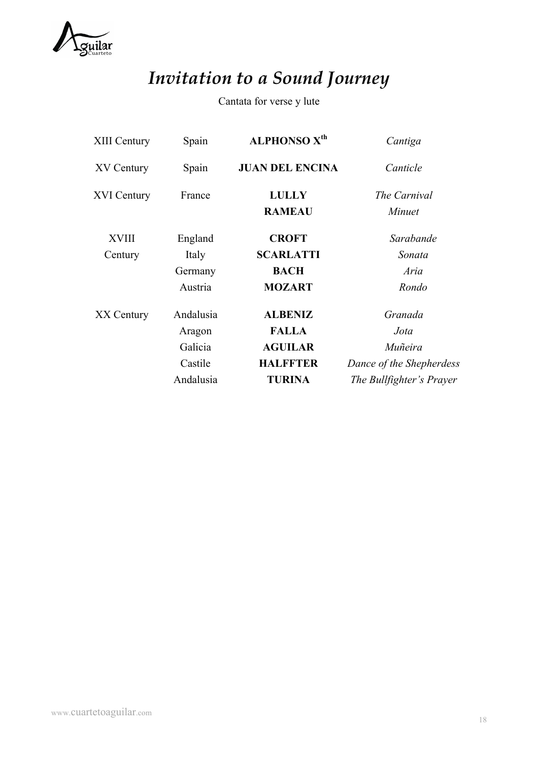# *Invitation to a Sound Journey*

Cantata for verse y lute

| | | | |
|---|---|---|---|
| XIII Century | Spain | **ALPHONSO X$^{th}$** | *Cantiga* |
| XV Century | Spain | **JUAN DEL ENCINA** | *Canticle* |
| XVI Century | France | **LULLY** | *The Carnival* |
| | | **RAMEAU** | *Minuet* |
| XVIII Century | England | **CROFT** | *Sarabande* |
| | Italy | **SCARLATTI** | *Sonata* |
| | Germany | **BACH** | *Aria* |
| | Austria | **MOZART** | *Rondo* |
| XX Century | Andalusia | **ALBENIZ** | *Granada* |
| | Aragon | **FALLA** | *Jota* |
| | Galicia | **AGUILAR** | *Muñeira* |
| | Castile | **HALFFTER** | *Dance of the Shepherdess* |
| | Andalusia | **TURINA** | *The Bullfighter's Prayer* |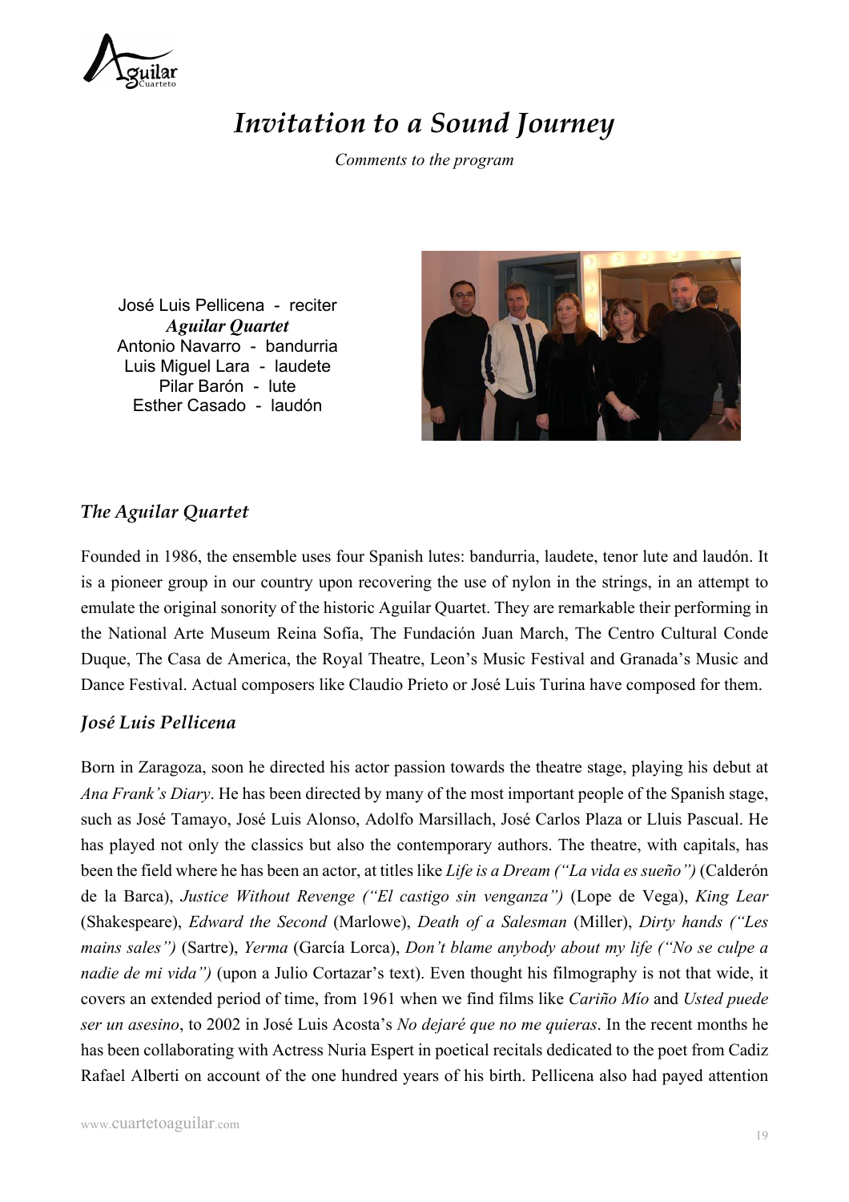# *Invitation to a Sound Journey*

*Comments to the program*

José Luis Pellicena - reciter
***Aguilar Quartet***
Antonio Navarro - bandurria
Luis Miguel Lara - laudete
Pilar Barón - lute
Esther Casado - laudón

## *The Aguilar Quartet*

Founded in 1986, the ensemble uses four Spanish lutes: bandurria, laudete, tenor lute and laudón. It is a pioneer group in our country upon recovering the use of nylon in the strings, in an attempt to emulate the original sonority of the historic Aguilar Quartet. They are remarkable their performing in the National Arte Museum Reina Sofía, The Fundación Juan March, The Centro Cultural Conde Duque, The Casa de America, the Royal Theatre, Leon's Music Festival and Granada's Music and Dance Festival. Actual composers like Claudio Prieto or José Luis Turina have composed for them.

## *José Luis Pellicena*

Born in Zaragoza, soon he directed his actor passion towards the theatre stage, playing his debut at *Ana Frank's Diary*. He has been directed by many of the most important people of the Spanish stage, such as José Tamayo, José Luis Alonso, Adolfo Marsillach, José Carlos Plaza or Lluis Pascual. He has played not only the classics but also the contemporary authors. The theatre, with capitals, has been the field where he has been an actor, at titles like *Life is a Dream ("La vida es sueño")* (Calderón de la Barca), *Justice Without Revenge ("El castigo sin venganza")* (Lope de Vega), *King Lear* (Shakespeare), *Edward the Second* (Marlowe), *Death of a Salesman* (Miller), *Dirty hands ("Les mains sales")* (Sartre), *Yerma* (García Lorca), *Don't blame anybody about my life ("No se culpe a nadie de mi vida")* (upon a Julio Cortazar's text). Even thought his filmography is not that wide, it covers an extended period of time, from 1961 when we find films like *Cariño Mío* and *Usted puede ser un asesino*, to 2002 in José Luis Acosta's *No dejaré que no me quieras*. In the recent months he has been collaborating with Actress Nuria Espert in poetical recitals dedicated to the poet from Cadiz Rafael Alberti on account of the one hundred years of his birth. Pellicena also had payed attention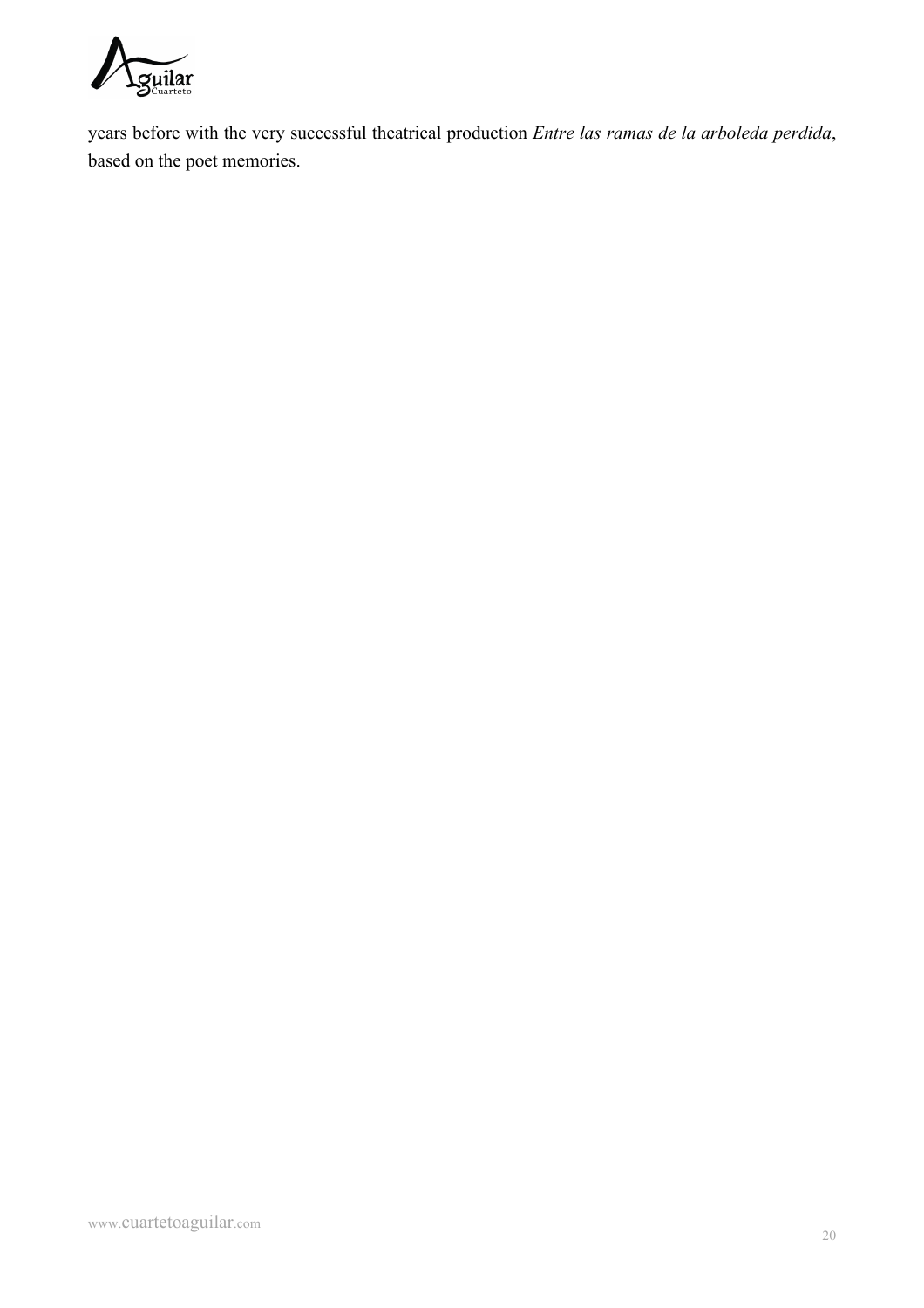years before with the very successful theatrical production *Entre las ramas de la arboleda perdida*, based on the poet memories.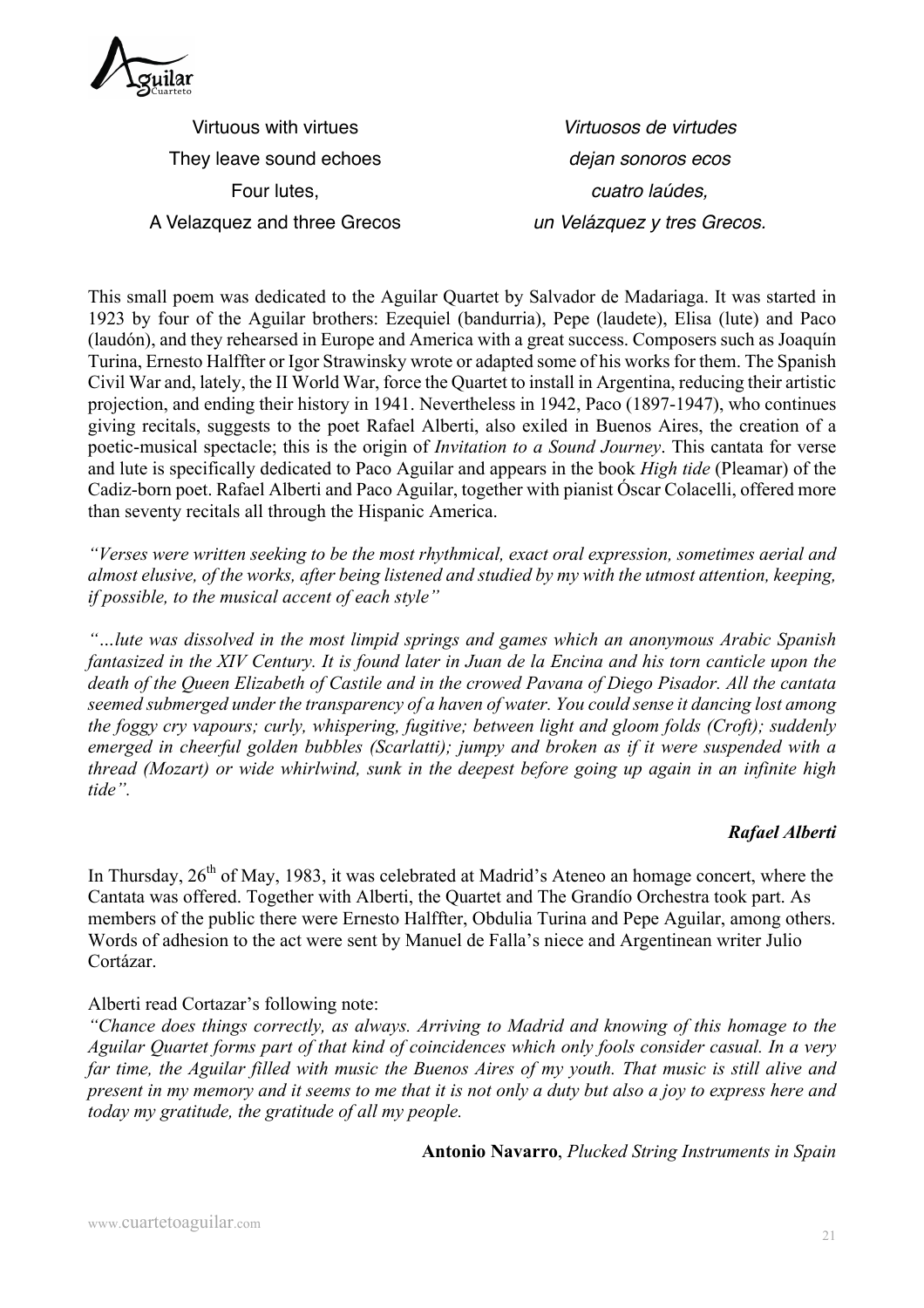| Virtuous with virtues | *Virtuosos de virtudes* |
|---|---|
| They leave sound echoes | *dejan sonoros ecos* |
| Four lutes, | *cuatro laúdes,* |
| A Velazquez and three Grecos | *un Velázquez y tres Grecos.* |

This small poem was dedicated to the Aguilar Quartet by Salvador de Madariaga. It was started in 1923 by four of the Aguilar brothers: Ezequiel (bandurria), Pepe (laudete), Elisa (lute) and Paco (laudón), and they rehearsed in Europe and America with a great success. Composers such as Joaquín Turina, Ernesto Halffter or Igor Strawinsky wrote or adapted some of his works for them. The Spanish Civil War and, lately, the II World War, force the Quartet to install in Argentina, reducing their artistic projection, and ending their history in 1941. Nevertheless in 1942, Paco (1897-1947), who continues giving recitals, suggests to the poet Rafael Alberti, also exiled in Buenos Aires, the creation of a poetic-musical spectacle; this is the origin of *Invitation to a Sound Journey*. This cantata for verse and lute is specifically dedicated to Paco Aguilar and appears in the book *High tide* (Pleamar) of the Cadiz-born poet. Rafael Alberti and Paco Aguilar, together with pianist Óscar Colacelli, offered more than seventy recitals all through the Hispanic America.

*"Verses were written seeking to be the most rhythmical, exact oral expression, sometimes aerial and almost elusive, of the works, after being listened and studied by my with the utmost attention, keeping, if possible, to the musical accent of each style"*

*"…lute was dissolved in the most limpid springs and games which an anonymous Arabic Spanish fantasized in the XIV Century. It is found later in Juan de la Encina and his torn canticle upon the death of the Queen Elizabeth of Castile and in the crowed Pavana of Diego Pisador. All the cantata seemed submerged under the transparency of a haven of water. You could sense it dancing lost among the foggy cry vapours; curly, whispering, fugitive; between light and gloom folds (Croft); suddenly emerged in cheerful golden bubbles (Scarlatti); jumpy and broken as if it were suspended with a thread (Mozart) or wide whirlwind, sunk in the deepest before going up again in an infinite high tide".*

***Rafael Alberti***

In Thursday, 26th of May, 1983, it was celebrated at Madrid's Ateneo an homage concert, where the Cantata was offered. Together with Alberti, the Quartet and The Grandío Orchestra took part. As members of the public there were Ernesto Halffter, Obdulia Turina and Pepe Aguilar, among others. Words of adhesion to the act were sent by Manuel de Falla's niece and Argentinean writer Julio Cortázar.

Alberti read Cortazar's following note:

*"Chance does things correctly, as always. Arriving to Madrid and knowing of this homage to the Aguilar Quartet forms part of that kind of coincidences which only fools consider casual. In a very far time, the Aguilar filled with music the Buenos Aires of my youth. That music is still alive and present in my memory and it seems to me that it is not only a duty but also a joy to express here and today my gratitude, the gratitude of all my people.*

**Antonio Navarro**, *Plucked String Instruments in Spain*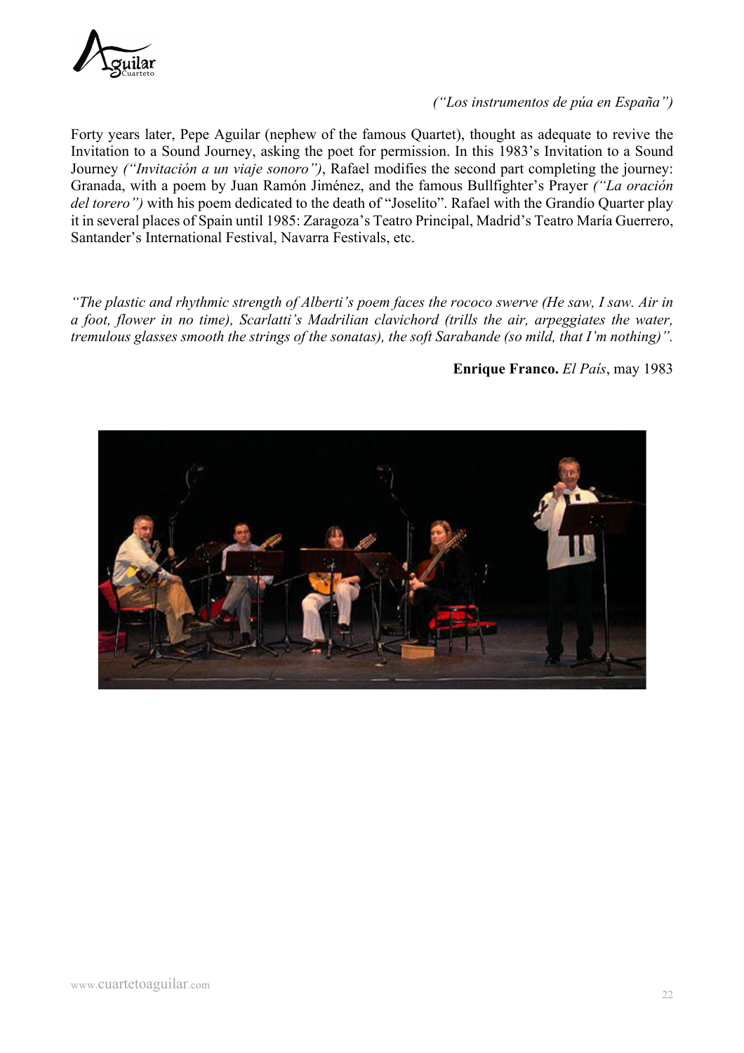*("Los instrumentos de púa en España")*

Forty years later, Pepe Aguilar (nephew of the famous Quartet), thought as adequate to revive the Invitation to a Sound Journey, asking the poet for permission. In this 1983's Invitation to a Sound Journey *("Invitación a un viaje sonoro")*, Rafael modifies the second part completing the journey: Granada, with a poem by Juan Ramón Jiménez, and the famous Bullfighter's Prayer *("La oración del torero")* with his poem dedicated to the death of "Joselito". Rafael with the Grandío Quarter play it in several places of Spain until 1985: Zaragoza's Teatro Principal, Madrid's Teatro María Guerrero, Santander's International Festival, Navarra Festivals, etc.

*"The plastic and rhythmic strength of Alberti's poem faces the rococo swerve (He saw, I saw. Air in a foot, flower in no time), Scarlatti's Madrilian clavichord (trills the air, arpeggiates the water, tremulous glasses smooth the strings of the sonatas), the soft Sarabande (so mild, that I'm nothing)".*

**Enrique Franco.** *El País*, may 1983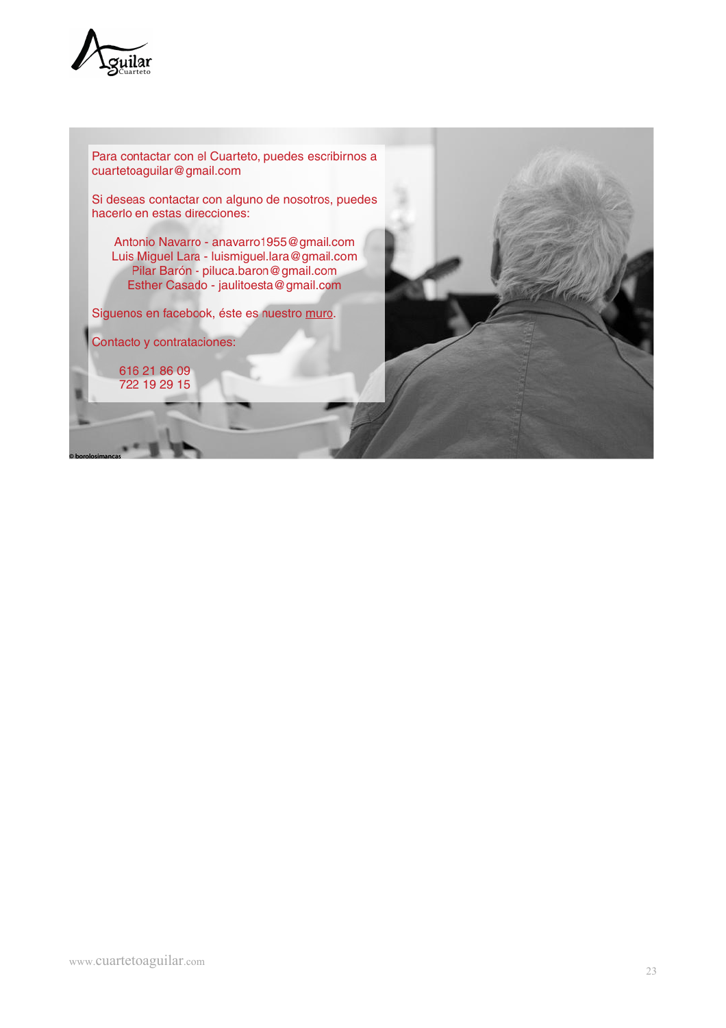Para contactar con el Cuarteto, puedes escribirnos a cuartetoaguilar@gmail.com

Si deseas contactar con alguno de nosotros, puedes hacerlo en estas direcciones:

Antonio Navarro - anavarro1955@gmail.com
Luis Miguel Lara - luismiguel.lara@gmail.com
Pilar Barón - piluca.baron@gmail.com
Esther Casado - jaulitoesta@gmail.com

Siguenos en facebook, éste es nuestro muro.

Contacto y contrataciones:

616 21 86 09
722 19 29 15

© borolosimancas